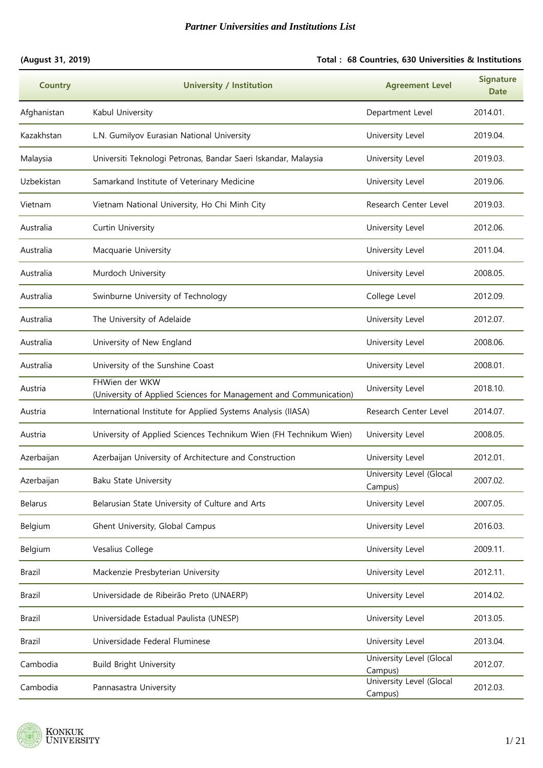# Partner Universities and Institutions List

**(August 31, 2019)** **Total : 68 Countries, 630 Universities & Institutions**

| Country | University / Institution | Agreement Level | Signature Date |
|---|---|---|---|
| Afghanistan | Kabul University | Department Level | 2014.01. |
| Kazakhstan | L.N. Gumilyov Eurasian National University | University Level | 2019.04. |
| Malaysia | Universiti Teknologi Petronas, Bandar Saeri Iskandar, Malaysia | University Level | 2019.03. |
| Uzbekistan | Samarkand Institute of Veterinary Medicine | University Level | 2019.06. |
| Vietnam | Vietnam National University, Ho Chi Minh City | Research Center Level | 2019.03. |
| Australia | Curtin University | University Level | 2012.06. |
| Australia | Macquarie University | University Level | 2011.04. |
| Australia | Murdoch University | University Level | 2008.05. |
| Australia | Swinburne University of Technology | College Level | 2012.09. |
| Australia | The University of Adelaide | University Level | 2012.07. |
| Australia | University of New England | University Level | 2008.06. |
| Australia | University of the Sunshine Coast | University Level | 2008.01. |
| Austria | FHWien der WKW (University of Applied Sciences for Management and Communication) | University Level | 2018.10. |
| Austria | International Institute for Applied Systems Analysis (IIASA) | Research Center Level | 2014.07. |
| Austria | University of Applied Sciences Technikum Wien (FH Technikum Wien) | University Level | 2008.05. |
| Azerbaijan | Azerbaijan University of Architecture and Construction | University Level | 2012.01. |
| Azerbaijan | Baku State University | University Level (Glocal Campus) | 2007.02. |
| Belarus | Belarusian State University of Culture and Arts | University Level | 2007.05. |
| Belgium | Ghent University, Global Campus | University Level | 2016.03. |
| Belgium | Vesalius College | University Level | 2009.11. |
| Brazil | Mackenzie Presbyterian University | University Level | 2012.11. |
| Brazil | Universidade de Ribeirão Preto (UNAERP) | University Level | 2014.02. |
| Brazil | Universidade Estadual Paulista (UNESP) | University Level | 2013.05. |
| Brazil | Universidade Federal Fluminese | University Level | 2013.04. |
| Cambodia | Build Bright University | University Level (Glocal Campus) | 2012.07. |
| Cambodia | Pannasastra University | University Level (Glocal Campus) | 2012.03. |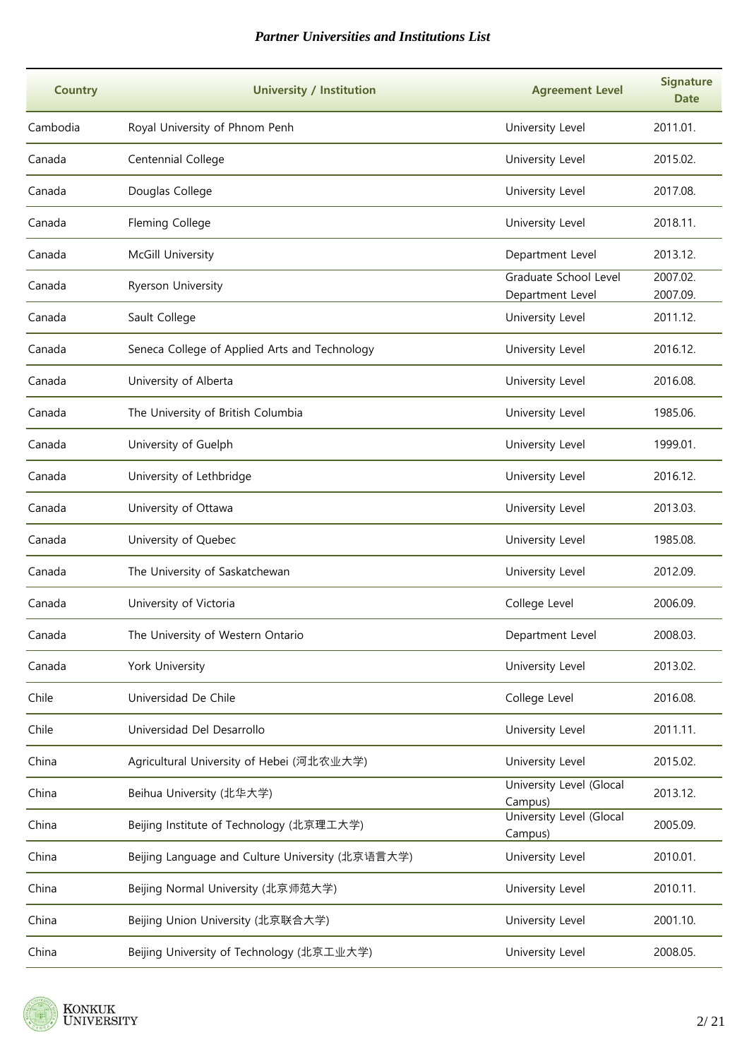*Partner Universities and Institutions List*

| Country | University / Institution | Agreement Level | Signature Date |
|---|---|---|---|
| Cambodia | Royal University of Phnom Penh | University Level | 2011.01. |
| Canada | Centennial College | University Level | 2015.02. |
| Canada | Douglas College | University Level | 2017.08. |
| Canada | Fleming College | University Level | 2018.11. |
| Canada | McGill University | Department Level | 2013.12. |
| Canada | Ryerson University | Graduate School Level<br>Department Level | 2007.02.<br>2007.09. |
| Canada | Sault College | University Level | 2011.12. |
| Canada | Seneca College of Applied Arts and Technology | University Level | 2016.12. |
| Canada | University of Alberta | University Level | 2016.08. |
| Canada | The University of British Columbia | University Level | 1985.06. |
| Canada | University of Guelph | University Level | 1999.01. |
| Canada | University of Lethbridge | University Level | 2016.12. |
| Canada | University of Ottawa | University Level | 2013.03. |
| Canada | University of Quebec | University Level | 1985.08. |
| Canada | The University of Saskatchewan | University Level | 2012.09. |
| Canada | University of Victoria | College Level | 2006.09. |
| Canada | The University of Western Ontario | Department Level | 2008.03. |
| Canada | York University | University Level | 2013.02. |
| Chile | Universidad De Chile | College Level | 2016.08. |
| Chile | Universidad Del Desarrollo | University Level | 2011.11. |
| China | Agricultural University of Hebei (河北农业大学) | University Level | 2015.02. |
| China | Beihua University (北华大学) | University Level (Glocal Campus) | 2013.12. |
| China | Beijing Institute of Technology (北京理工大学) | University Level (Glocal Campus) | 2005.09. |
| China | Beijing Language and Culture University (北京语言大学) | University Level | 2010.01. |
| China | Beijing Normal University (北京师范大学) | University Level | 2010.11. |
| China | Beijing Union University (北京联合大学) | University Level | 2001.10. |
| China | Beijing University of Technology (北京工业大学) | University Level | 2008.05. |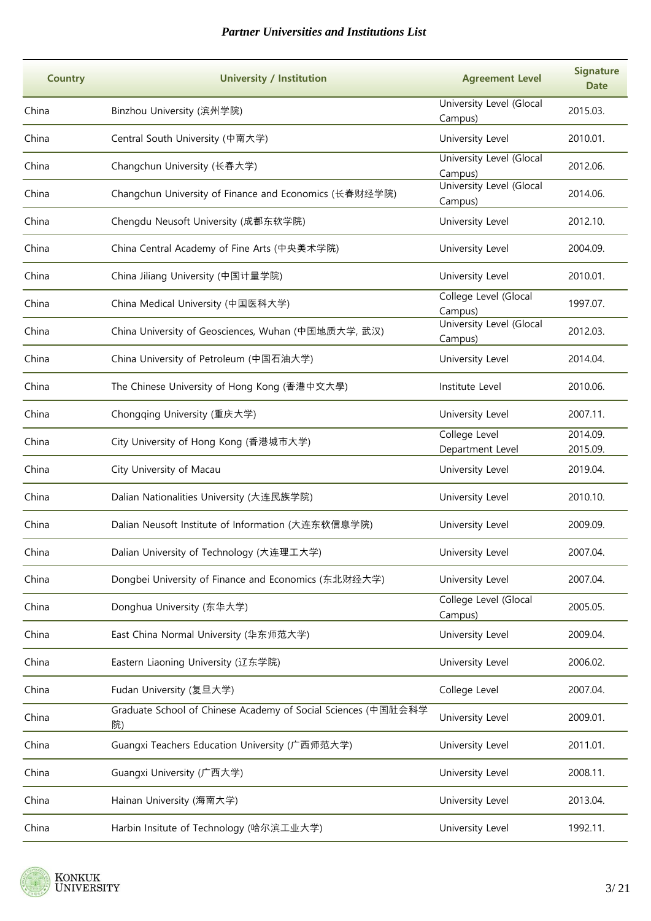| Country | University / Institution | Agreement Level | Signature Date |
|---|---|---|---|
| China | Binzhou University (滨州学院) | University Level (Glocal Campus) | 2015.03. |
| China | Central South University (中南大学) | University Level | 2010.01. |
| China | Changchun University (长春大学) | University Level (Glocal Campus) | 2012.06. |
| China | Changchun University of Finance and Economics (长春财经学院) | University Level (Glocal Campus) | 2014.06. |
| China | Chengdu Neusoft University (成都东软学院) | University Level | 2012.10. |
| China | China Central Academy of Fine Arts (中央美术学院) | University Level | 2004.09. |
| China | China Jiliang University (中国计量学院) | University Level | 2010.01. |
| China | China Medical University (中国医科大学) | College Level (Glocal Campus) | 1997.07. |
| China | China University of Geosciences, Wuhan (中国地质大学, 武汉) | University Level (Glocal Campus) | 2012.03. |
| China | China University of Petroleum (中国石油大学) | University Level | 2014.04. |
| China | The Chinese University of Hong Kong (香港中文大學) | Institute Level | 2010.06. |
| China | Chongqing University (重庆大学) | University Level | 2007.11. |
| China | City University of Hong Kong (香港城市大学) | College Level<br>Department Level | 2014.09.<br>2015.09. |
| China | City University of Macau | University Level | 2019.04. |
| China | Dalian Nationalities University (大连民族学院) | University Level | 2010.10. |
| China | Dalian Neusoft Institute of Information (大连东软信息学院) | University Level | 2009.09. |
| China | Dalian University of Technology (大连理工大学) | University Level | 2007.04. |
| China | Dongbei University of Finance and Economics (东北财经大学) | University Level | 2007.04. |
| China | Donghua University (东华大学) | College Level (Glocal Campus) | 2005.05. |
| China | East China Normal University (华东师范大学) | University Level | 2009.04. |
| China | Eastern Liaoning University (辽东学院) | University Level | 2006.02. |
| China | Fudan University (复旦大学) | College Level | 2007.04. |
| China | Graduate School of Chinese Academy of Social Sciences (中国社会科学院) | University Level | 2009.01. |
| China | Guangxi Teachers Education University (广西师范大学) | University Level | 2011.01. |
| China | Guangxi University (广西大学) | University Level | 2008.11. |
| China | Hainan University (海南大学) | University Level | 2013.04. |
| China | Harbin Insitute of Technology (哈尔滨工业大学) | University Level | 1992.11. |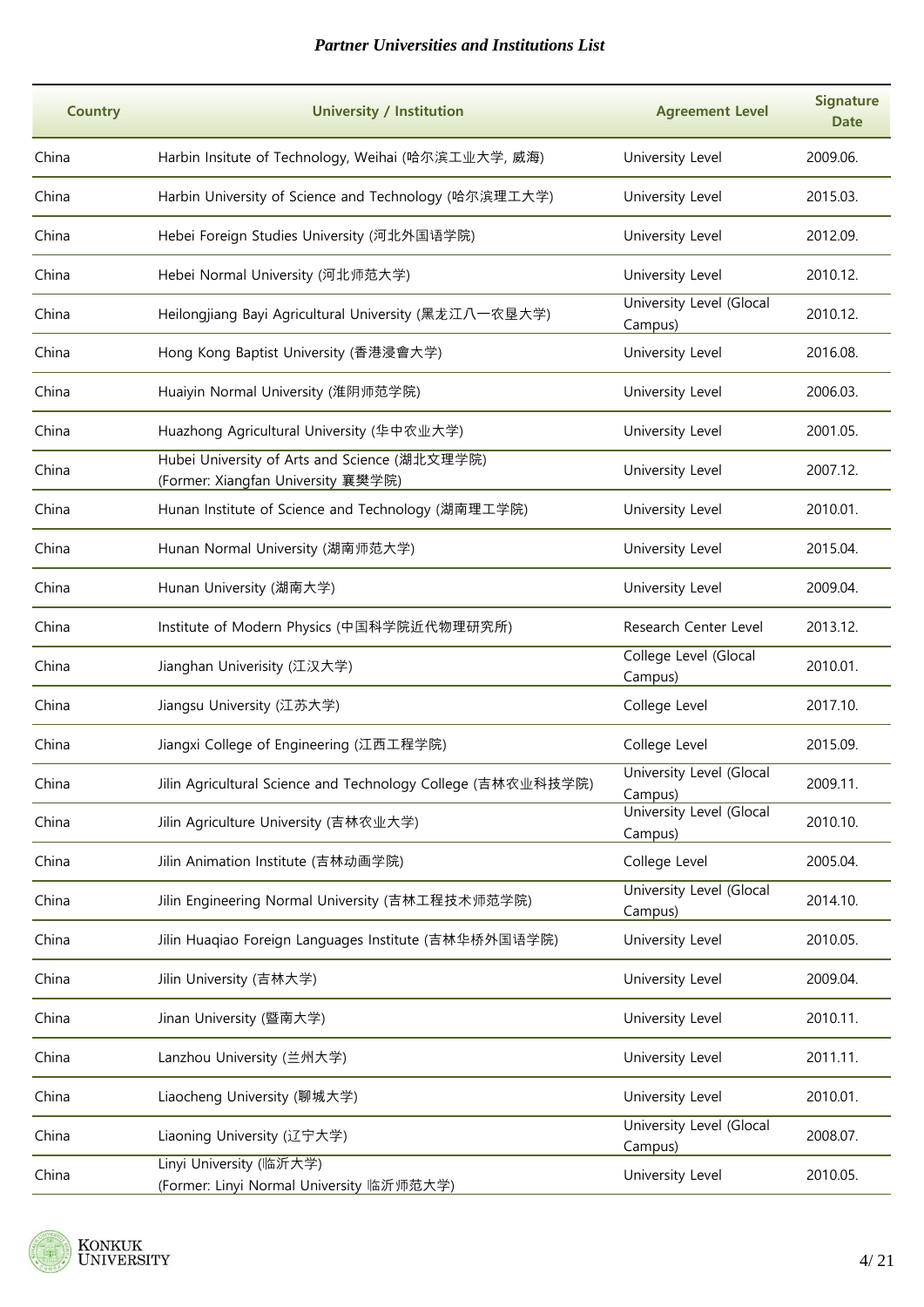| Country | University / Institution | Agreement Level | Signature Date |
|---|---|---|---|
| China | Harbin Insitute of Technology, Weihai (哈尔滨工业大学, 威海) | University Level | 2009.06. |
| China | Harbin University of Science and Technology (哈尔滨理工大学) | University Level | 2015.03. |
| China | Hebei Foreign Studies University (河北外国语学院) | University Level | 2012.09. |
| China | Hebei Normal University (河北师范大学) | University Level | 2010.12. |
| China | Heilongjiang Bayi Agricultural University (黑龙江八一农垦大学) | University Level (Glocal Campus) | 2010.12. |
| China | Hong Kong Baptist University (香港浸會大学) | University Level | 2016.08. |
| China | Huaiyin Normal University (淮阴师范学院) | University Level | 2006.03. |
| China | Huazhong Agricultural University (华中农业大学) | University Level | 2001.05. |
| China | Hubei University of Arts and Science (湖北文理学院) (Former: Xiangfan University 襄樊学院) | University Level | 2007.12. |
| China | Hunan Institute of Science and Technology (湖南理工学院) | University Level | 2010.01. |
| China | Hunan Normal University (湖南师范大学) | University Level | 2015.04. |
| China | Hunan University (湖南大学) | University Level | 2009.04. |
| China | Institute of Modern Physics (中国科学院近代物理研究所) | Research Center Level | 2013.12. |
| China | Jianghan Univerisity (江汉大学) | College Level (Glocal Campus) | 2010.01. |
| China | Jiangsu University (江苏大学) | College Level | 2017.10. |
| China | Jiangxi College of Engineering (江西工程学院) | College Level | 2015.09. |
| China | Jilin Agricultural Science and Technology College (吉林农业科技学院) | University Level (Glocal Campus) | 2009.11. |
| China | Jilin Agriculture University (吉林农业大学) | University Level (Glocal Campus) | 2010.10. |
| China | Jilin Animation Institute (吉林动画学院) | College Level | 2005.04. |
| China | Jilin Engineering Normal University (吉林工程技术师范学院) | University Level (Glocal Campus) | 2014.10. |
| China | Jilin Huaqiao Foreign Languages Institute (吉林华桥外国语学院) | University Level | 2010.05. |
| China | Jilin University (吉林大学) | University Level | 2009.04. |
| China | Jinan University (暨南大学) | University Level | 2010.11. |
| China | Lanzhou University (兰州大学) | University Level | 2011.11. |
| China | Liaocheng University (聊城大学) | University Level | 2010.01. |
| China | Liaoning University (辽宁大学) | University Level (Glocal Campus) | 2008.07. |
| China | Linyi University (临沂大学) (Former: Linyi Normal University 临沂师范大学) | University Level | 2010.05. |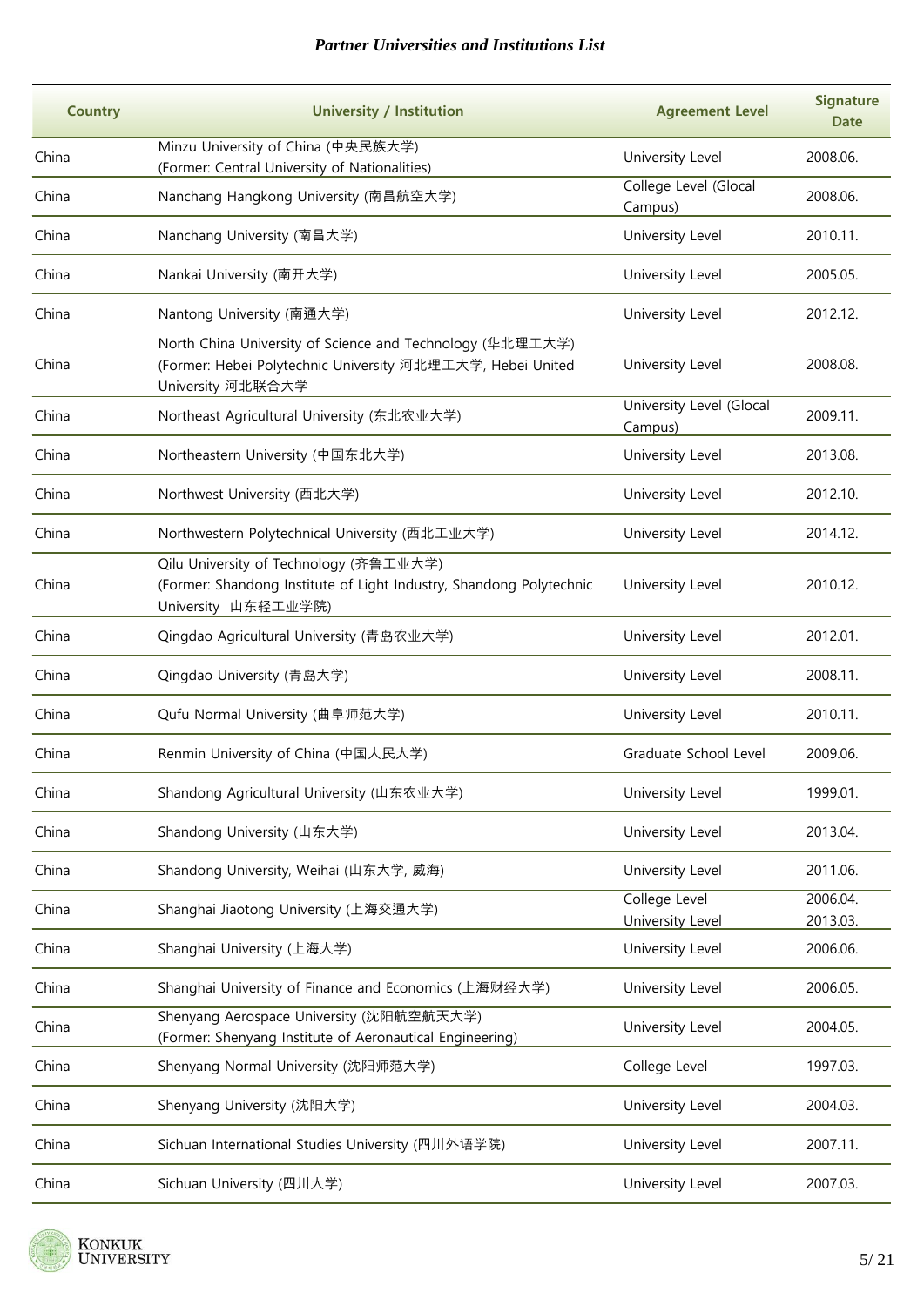| Country | University / Institution | Agreement Level | Signature Date |
|---|---|---|---|
| China | Minzu University of China (中央民族大学)<br>(Former: Central University of Nationalities) | University Level | 2008.06. |
| China | Nanchang Hangkong University (南昌航空大学) | College Level (Glocal Campus) | 2008.06. |
| China | Nanchang University (南昌大学) | University Level | 2010.11. |
| China | Nankai University (南开大学) | University Level | 2005.05. |
| China | Nantong University (南通大学) | University Level | 2012.12. |
| China | North China University of Science and Technology (华北理工大学)<br>(Former: Hebei Polytechnic University 河北理工大学, Hebei United University 河北联合大学 | University Level | 2008.08. |
| China | Northeast Agricultural University (东北农业大学) | University Level (Glocal Campus) | 2009.11. |
| China | Northeastern University (中国东北大学) | University Level | 2013.08. |
| China | Northwest University (西北大学) | University Level | 2012.10. |
| China | Northwestern Polytechnical University (西北工业大学) | University Level | 2014.12. |
| China | Qilu University of Technology (齐鲁工业大学)<br>(Former: Shandong Institute of Light Industry, Shandong Polytechnic University 山东轻工业学院) | University Level | 2010.12. |
| China | Qingdao Agricultural University (青岛农业大学) | University Level | 2012.01. |
| China | Qingdao University (青岛大学) | University Level | 2008.11. |
| China | Qufu Normal University (曲阜师范大学) | University Level | 2010.11. |
| China | Renmin University of China (中国人民大学) | Graduate School Level | 2009.06. |
| China | Shandong Agricultural University (山东农业大学) | University Level | 1999.01. |
| China | Shandong University (山东大学) | University Level | 2013.04. |
| China | Shandong University, Weihai (山东大学, 威海) | University Level | 2011.06. |
| China | Shanghai Jiaotong University (上海交通大学) | College Level<br>University Level | 2006.04.<br>2013.03. |
| China | Shanghai University (上海大学) | University Level | 2006.06. |
| China | Shanghai University of Finance and Economics (上海财经大学) | University Level | 2006.05. |
| China | Shenyang Aerospace University (沈阳航空航天大学)<br>(Former: Shenyang Institute of Aeronautical Engineering) | University Level | 2004.05. |
| China | Shenyang Normal University (沈阳师范大学) | College Level | 1997.03. |
| China | Shenyang University (沈阳大学) | University Level | 2004.03. |
| China | Sichuan International Studies University (四川外语学院) | University Level | 2007.11. |
| China | Sichuan University (四川大学) | University Level | 2007.03. |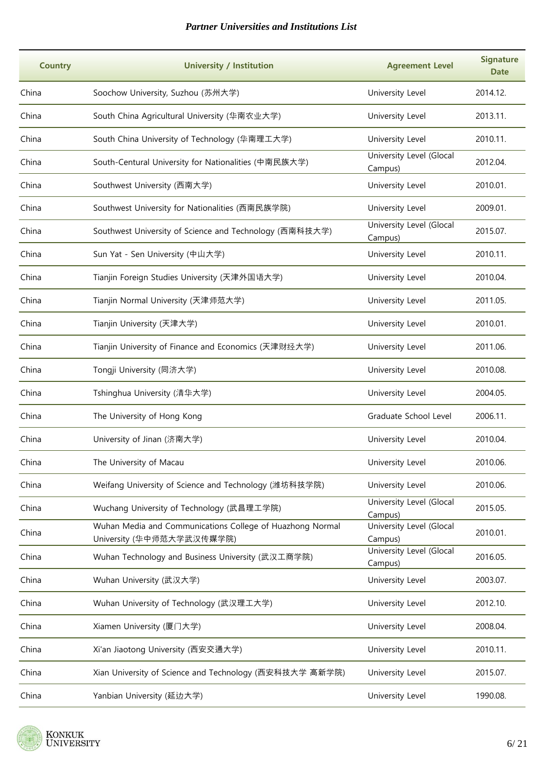*Partner Universities and Institutions List*

| Country | University / Institution | Agreement Level | Signature Date |
| --- | --- | --- | --- |
| China | Soochow University, Suzhou (苏州大学) | University Level | 2014.12. |
| China | South China Agricultural University (华南农业大学) | University Level | 2013.11. |
| China | South China University of Technology (华南理工大学) | University Level | 2010.11. |
| China | South-Centural University for Nationalities (中南民族大学) | University Level (Glocal Campus) | 2012.04. |
| China | Southwest University (西南大学) | University Level | 2010.01. |
| China | Southwest University for Nationalities (西南民族学院) | University Level | 2009.01. |
| China | Southwest University of Science and Technology (西南科技大学) | University Level (Glocal Campus) | 2015.07. |
| China | Sun Yat - Sen University (中山大学) | University Level | 2010.11. |
| China | Tianjin Foreign Studies University (天津外国语大学) | University Level | 2010.04. |
| China | Tianjin Normal University (天津师范大学) | University Level | 2011.05. |
| China | Tianjin University (天津大学) | University Level | 2010.01. |
| China | Tianjin University of Finance and Economics (天津财经大学) | University Level | 2011.06. |
| China | Tongji University (同济大学) | University Level | 2010.08. |
| China | Tshinghua University (清华大学) | University Level | 2004.05. |
| China | The University of Hong Kong | Graduate School Level | 2006.11. |
| China | University of Jinan (济南大学) | University Level | 2010.04. |
| China | The University of Macau | University Level | 2010.06. |
| China | Weifang University of Science and Technology (潍坊科技学院) | University Level | 2010.06. |
| China | Wuchang University of Technology (武昌理工学院) | University Level (Glocal Campus) | 2015.05. |
| China | Wuhan Media and Communications College of Huazhong Normal University (华中师范大学武汉传媒学院) | University Level (Glocal Campus) | 2010.01. |
| China | Wuhan Technology and Business University (武汉工商学院) | University Level (Glocal Campus) | 2016.05. |
| China | Wuhan University (武汉大学) | University Level | 2003.07. |
| China | Wuhan University of Technology (武汉理工大学) | University Level | 2012.10. |
| China | Xiamen University (厦门大学) | University Level | 2008.04. |
| China | Xi'an Jiaotong University (西安交通大学) | University Level | 2010.11. |
| China | Xian University of Science and Technology (西安科技大学 高新学院) | University Level | 2015.07. |
| China | Yanbian University (延边大学) | University Level | 1990.08. |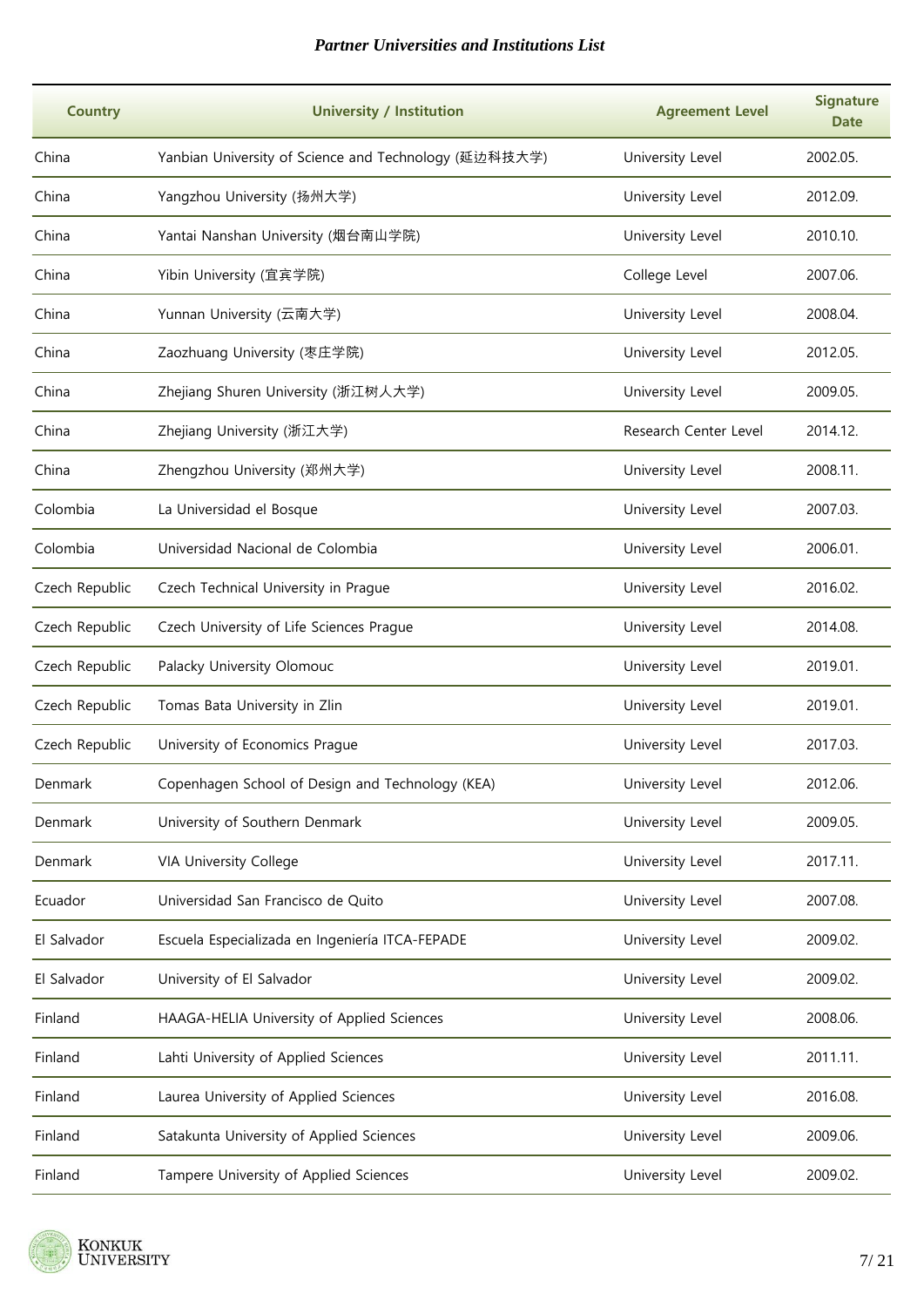| Country | University / Institution | Agreement Level | Signature Date |
| --- | --- | --- | --- |
| China | Yanbian University of Science and Technology (延边科技大学) | University Level | 2002.05. |
| China | Yangzhou University (扬州大学) | University Level | 2012.09. |
| China | Yantai Nanshan University (烟台南山学院) | University Level | 2010.10. |
| China | Yibin University (宜宾学院) | College Level | 2007.06. |
| China | Yunnan University (云南大学) | University Level | 2008.04. |
| China | Zaozhuang University (枣庄学院) | University Level | 2012.05. |
| China | Zhejiang Shuren University (浙江树人大学) | University Level | 2009.05. |
| China | Zhejiang University (浙江大学) | Research Center Level | 2014.12. |
| China | Zhengzhou University (郑州大学) | University Level | 2008.11. |
| Colombia | La Universidad el Bosque | University Level | 2007.03. |
| Colombia | Universidad Nacional de Colombia | University Level | 2006.01. |
| Czech Republic | Czech Technical University in Prague | University Level | 2016.02. |
| Czech Republic | Czech University of Life Sciences Prague | University Level | 2014.08. |
| Czech Republic | Palacky University Olomouc | University Level | 2019.01. |
| Czech Republic | Tomas Bata University in Zlin | University Level | 2019.01. |
| Czech Republic | University of Economics Prague | University Level | 2017.03. |
| Denmark | Copenhagen School of Design and Technology (KEA) | University Level | 2012.06. |
| Denmark | University of Southern Denmark | University Level | 2009.05. |
| Denmark | VIA University College | University Level | 2017.11. |
| Ecuador | Universidad San Francisco de Quito | University Level | 2007.08. |
| El Salvador | Escuela Especializada en Ingeniería ITCA-FEPADE | University Level | 2009.02. |
| El Salvador | University of El Salvador | University Level | 2009.02. |
| Finland | HAAGA-HELIA University of Applied Sciences | University Level | 2008.06. |
| Finland | Lahti University of Applied Sciences | University Level | 2011.11. |
| Finland | Laurea University of Applied Sciences | University Level | 2016.08. |
| Finland | Satakunta University of Applied Sciences | University Level | 2009.06. |
| Finland | Tampere University of Applied Sciences | University Level | 2009.02. |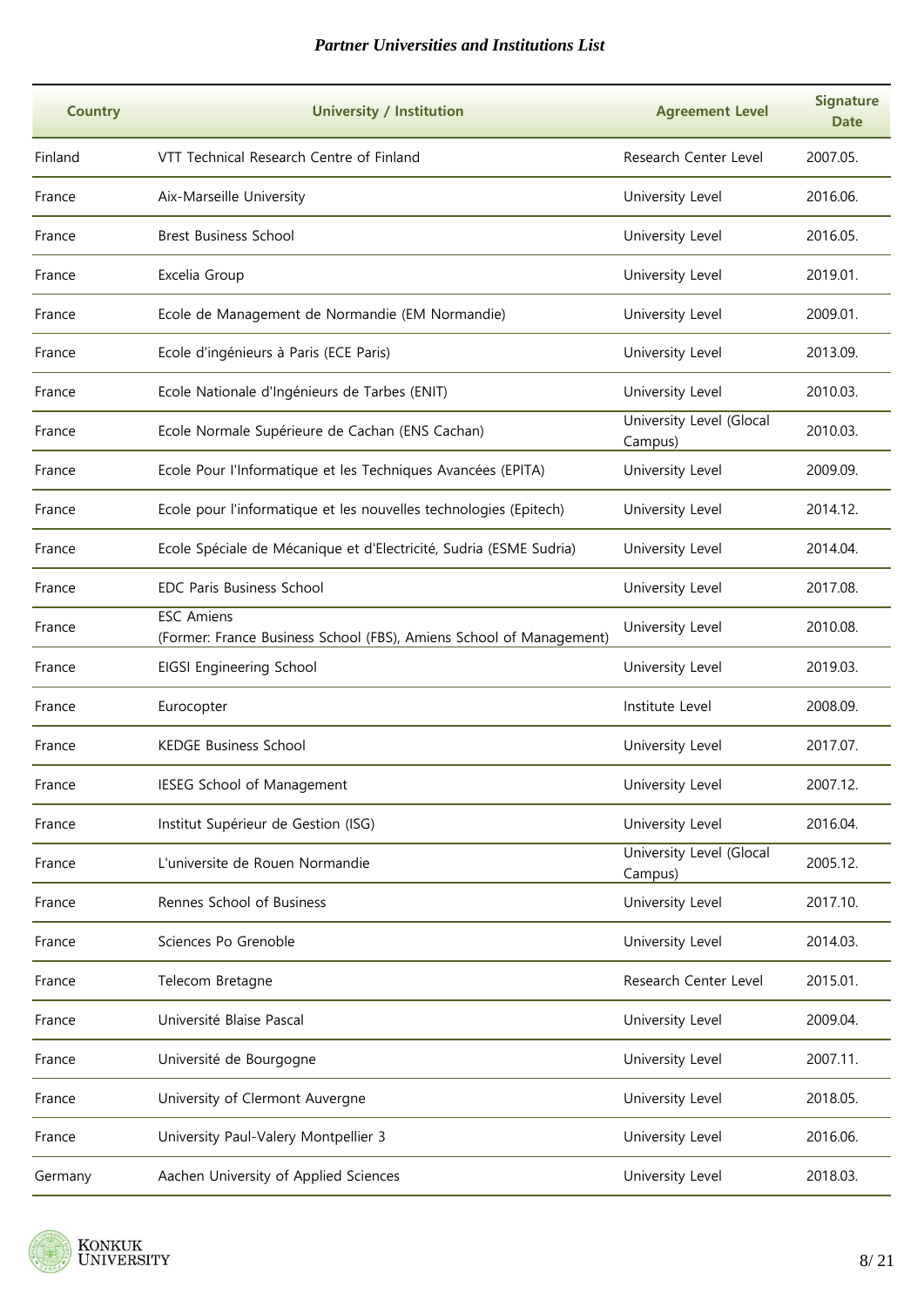| Country | University / Institution | Agreement Level | Signature Date |
|---|---|---|---|
| Finland | VTT Technical Research Centre of Finland | Research Center Level | 2007.05. |
| France | Aix-Marseille University | University Level | 2016.06. |
| France | Brest Business School | University Level | 2016.05. |
| France | Excelia Group | University Level | 2019.01. |
| France | Ecole de Management de Normandie (EM Normandie) | University Level | 2009.01. |
| France | Ecole d'ingénieurs à Paris (ECE Paris) | University Level | 2013.09. |
| France | Ecole Nationale d'Ingénieurs de Tarbes (ENIT) | University Level | 2010.03. |
| France | Ecole Normale Supérieure de Cachan (ENS Cachan) | University Level (Glocal Campus) | 2010.03. |
| France | Ecole Pour l'Informatique et les Techniques Avancées (EPITA) | University Level | 2009.09. |
| France | Ecole pour l'informatique et les nouvelles technologies (Epitech) | University Level | 2014.12. |
| France | Ecole Spéciale de Mécanique et d'Electricité, Sudria (ESME Sudria) | University Level | 2014.04. |
| France | EDC Paris Business School | University Level | 2017.08. |
| France | ESC Amiens (Former: France Business School (FBS), Amiens School of Management) | University Level | 2010.08. |
| France | EIGSI Engineering School | University Level | 2019.03. |
| France | Eurocopter | Institute Level | 2008.09. |
| France | KEDGE Business School | University Level | 2017.07. |
| France | IESEG School of Management | University Level | 2007.12. |
| France | Institut Supérieur de Gestion (ISG) | University Level | 2016.04. |
| France | L'universite de Rouen Normandie | University Level (Glocal Campus) | 2005.12. |
| France | Rennes School of Business | University Level | 2017.10. |
| France | Sciences Po Grenoble | University Level | 2014.03. |
| France | Telecom Bretagne | Research Center Level | 2015.01. |
| France | Université Blaise Pascal | University Level | 2009.04. |
| France | Université de Bourgogne | University Level | 2007.11. |
| France | University of Clermont Auvergne | University Level | 2018.05. |
| France | University Paul-Valery Montpellier 3 | University Level | 2016.06. |
| Germany | Aachen University of Applied Sciences | University Level | 2018.03. |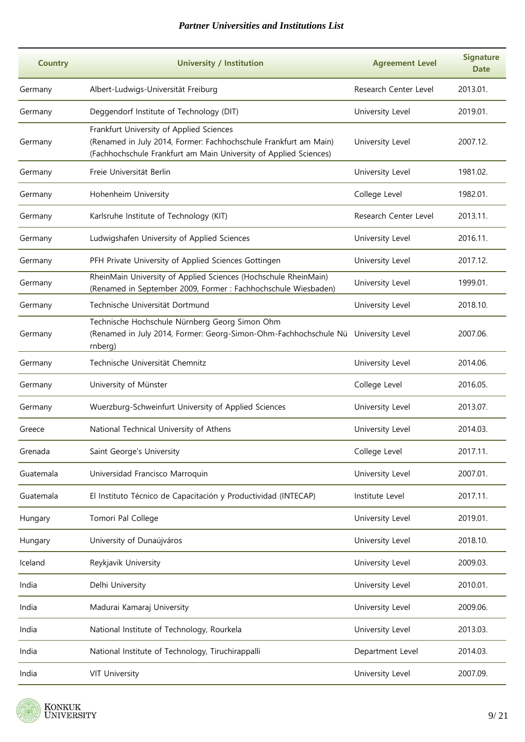| Country | University / Institution | Agreement Level | Signature Date |
|---|---|---|---|
| Germany | Albert-Ludwigs-Universität Freiburg | Research Center Level | 2013.01. |
| Germany | Deggendorf Institute of Technology (DIT) | University Level | 2019.01. |
| Germany | Frankfurt University of Applied Sciences (Renamed in July 2014, Former: Fachhochschule Frankfurt am Main) (Fachhochschule Frankfurt am Main University of Applied Sciences) | University Level | 2007.12. |
| Germany | Freie Universität Berlin | University Level | 1981.02. |
| Germany | Hohenheim University | College Level | 1982.01. |
| Germany | Karlsruhe Institute of Technology (KIT) | Research Center Level | 2013.11. |
| Germany | Ludwigshafen University of Applied Sciences | University Level | 2016.11. |
| Germany | PFH Private University of Applied Sciences Gottingen | University Level | 2017.12. |
| Germany | RheinMain University of Applied Sciences (Hochschule RheinMain) (Renamed in September 2009, Former : Fachhochschule Wiesbaden) | University Level | 1999.01. |
| Germany | Technische Universität Dortmund | University Level | 2018.10. |
| Germany | Technische Hochschule Nürnberg Georg Simon Ohm (Renamed in July 2014, Former: Georg-Simon-Ohm-Fachhochschule Nürnberg) | University Level | 2007.06. |
| Germany | Technische Universität Chemnitz | University Level | 2014.06. |
| Germany | University of Münster | College Level | 2016.05. |
| Germany | Wuerzburg-Schweinfurt University of Applied Sciences | University Level | 2013.07. |
| Greece | National Technical University of Athens | University Level | 2014.03. |
| Grenada | Saint George's University | College Level | 2017.11. |
| Guatemala | Universidad Francisco Marroquin | University Level | 2007.01. |
| Guatemala | El Instituto Técnico de Capacitación y Productividad (INTECAP) | Institute Level | 2017.11. |
| Hungary | Tomori Pal College | University Level | 2019.01. |
| Hungary | University of Dunaújváros | University Level | 2018.10. |
| Iceland | Reykjavik University | University Level | 2009.03. |
| India | Delhi University | University Level | 2010.01. |
| India | Madurai Kamaraj University | University Level | 2009.06. |
| India | National Institute of Technology, Rourkela | University Level | 2013.03. |
| India | National Institute of Technology, Tiruchirappalli | Department Level | 2014.03. |
| India | VIT University | University Level | 2007.09. |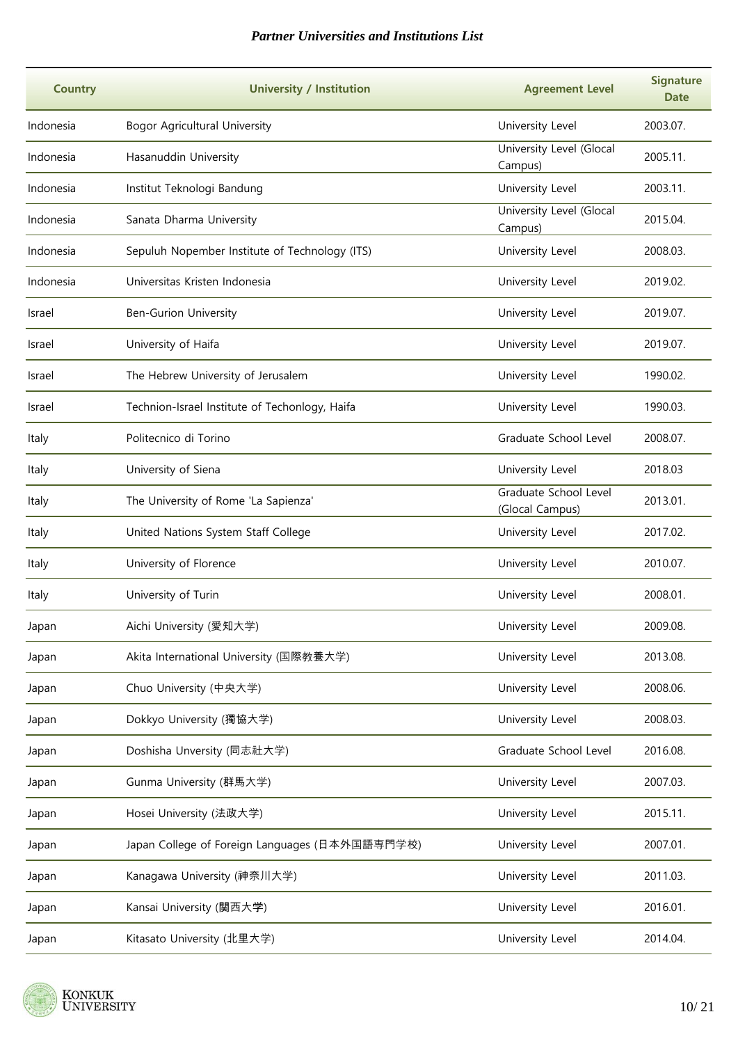*Partner Universities and Institutions List*

| Country | University / Institution | Agreement Level | Signature Date |
|---|---|---|---|
| Indonesia | Bogor Agricultural University | University Level | 2003.07. |
| Indonesia | Hasanuddin University | University Level (Glocal Campus) | 2005.11. |
| Indonesia | Institut Teknologi Bandung | University Level | 2003.11. |
| Indonesia | Sanata Dharma University | University Level (Glocal Campus) | 2015.04. |
| Indonesia | Sepuluh Nopember Institute of Technology (ITS) | University Level | 2008.03. |
| Indonesia | Universitas Kristen Indonesia | University Level | 2019.02. |
| Israel | Ben-Gurion University | University Level | 2019.07. |
| Israel | University of Haifa | University Level | 2019.07. |
| Israel | The Hebrew University of Jerusalem | University Level | 1990.02. |
| Israel | Technion-Israel Institute of Techonlogy, Haifa | University Level | 1990.03. |
| Italy | Politecnico di Torino | Graduate School Level | 2008.07. |
| Italy | University of Siena | University Level | 2018.03 |
| Italy | The University of Rome 'La Sapienza' | Graduate School Level (Glocal Campus) | 2013.01. |
| Italy | United Nations System Staff College | University Level | 2017.02. |
| Italy | University of Florence | University Level | 2010.07. |
| Italy | University of Turin | University Level | 2008.01. |
| Japan | Aichi University (愛知大学) | University Level | 2009.08. |
| Japan | Akita International University (国際教養大学) | University Level | 2013.08. |
| Japan | Chuo University (中央大学) | University Level | 2008.06. |
| Japan | Dokkyo University (獨協大学) | University Level | 2008.03. |
| Japan | Doshisha Unversity (同志社大学) | Graduate School Level | 2016.08. |
| Japan | Gunma University (群馬大学) | University Level | 2007.03. |
| Japan | Hosei University (法政大学) | University Level | 2015.11. |
| Japan | Japan College of Foreign Languages (日本外国語専門学校) | University Level | 2007.01. |
| Japan | Kanagawa University (神奈川大学) | University Level | 2011.03. |
| Japan | Kansai University (関西大学) | University Level | 2016.01. |
| Japan | Kitasato University (北里大学) | University Level | 2014.04. |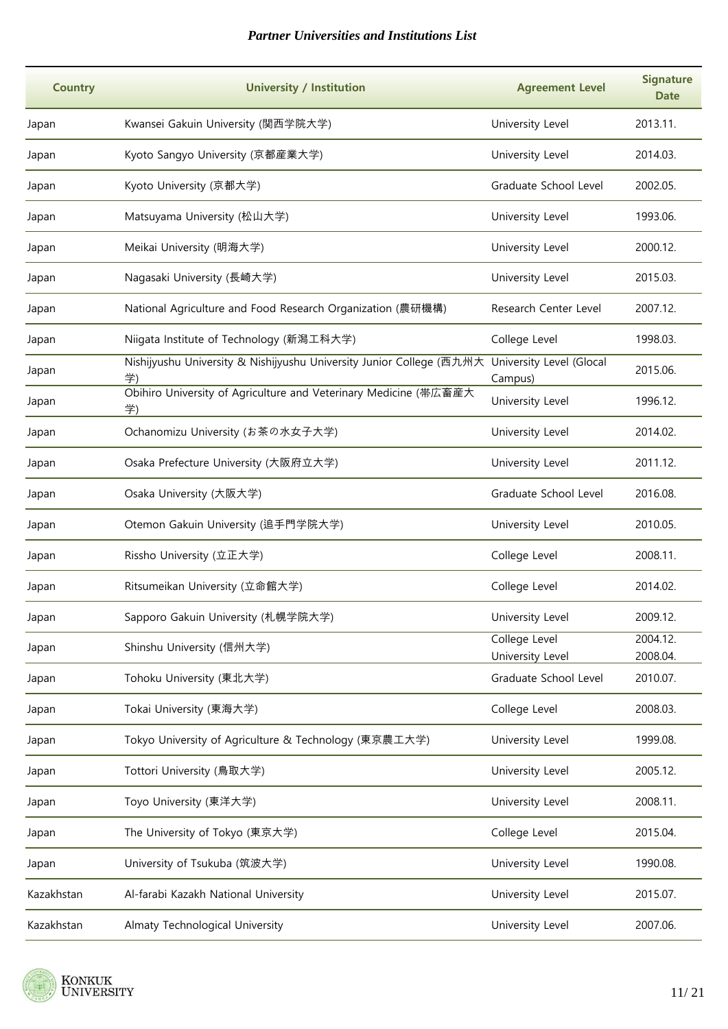| Country | University / Institution | Agreement Level | Signature Date |
|---|---|---|---|
| Japan | Kwansei Gakuin University (関西学院大学) | University Level | 2013.11. |
| Japan | Kyoto Sangyo University (京都産業大学) | University Level | 2014.03. |
| Japan | Kyoto University (京都大学) | Graduate School Level | 2002.05. |
| Japan | Matsuyama University (松山大学) | University Level | 1993.06. |
| Japan | Meikai University (明海大学) | University Level | 2000.12. |
| Japan | Nagasaki University (長崎大学) | University Level | 2015.03. |
| Japan | National Agriculture and Food Research Organization (農研機構) | Research Center Level | 2007.12. |
| Japan | Niigata Institute of Technology (新潟工科大学) | College Level | 1998.03. |
| Japan | Nishijyushu University & Nishijyushu University Junior College (西九州大学) | University Level (Glocal Campus) | 2015.06. |
| Japan | Obihiro University of Agriculture and Veterinary Medicine (帯広畜産大学) | University Level | 1996.12. |
| Japan | Ochanomizu University (お茶の水女子大学) | University Level | 2014.02. |
| Japan | Osaka Prefecture University (大阪府立大学) | University Level | 2011.12. |
| Japan | Osaka University (大阪大学) | Graduate School Level | 2016.08. |
| Japan | Otemon Gakuin University (追手門学院大学) | University Level | 2010.05. |
| Japan | Rissho University (立正大学) | College Level | 2008.11. |
| Japan | Ritsumeikan University (立命館大学) | College Level | 2014.02. |
| Japan | Sapporo Gakuin University (札幌学院大学) | University Level | 2009.12. |
| Japan | Shinshu University (信州大学) | College Level<br>University Level | 2004.12.<br>2008.04. |
| Japan | Tohoku University (東北大学) | Graduate School Level | 2010.07. |
| Japan | Tokai University (東海大学) | College Level | 2008.03. |
| Japan | Tokyo University of Agriculture & Technology (東京農工大学) | University Level | 1999.08. |
| Japan | Tottori University (鳥取大学) | University Level | 2005.12. |
| Japan | Toyo University (東洋大学) | University Level | 2008.11. |
| Japan | The University of Tokyo (東京大学) | College Level | 2015.04. |
| Japan | University of Tsukuba (筑波大学) | University Level | 1990.08. |
| Kazakhstan | Al-farabi Kazakh National University | University Level | 2015.07. |
| Kazakhstan | Almaty Technological University | University Level | 2007.06. |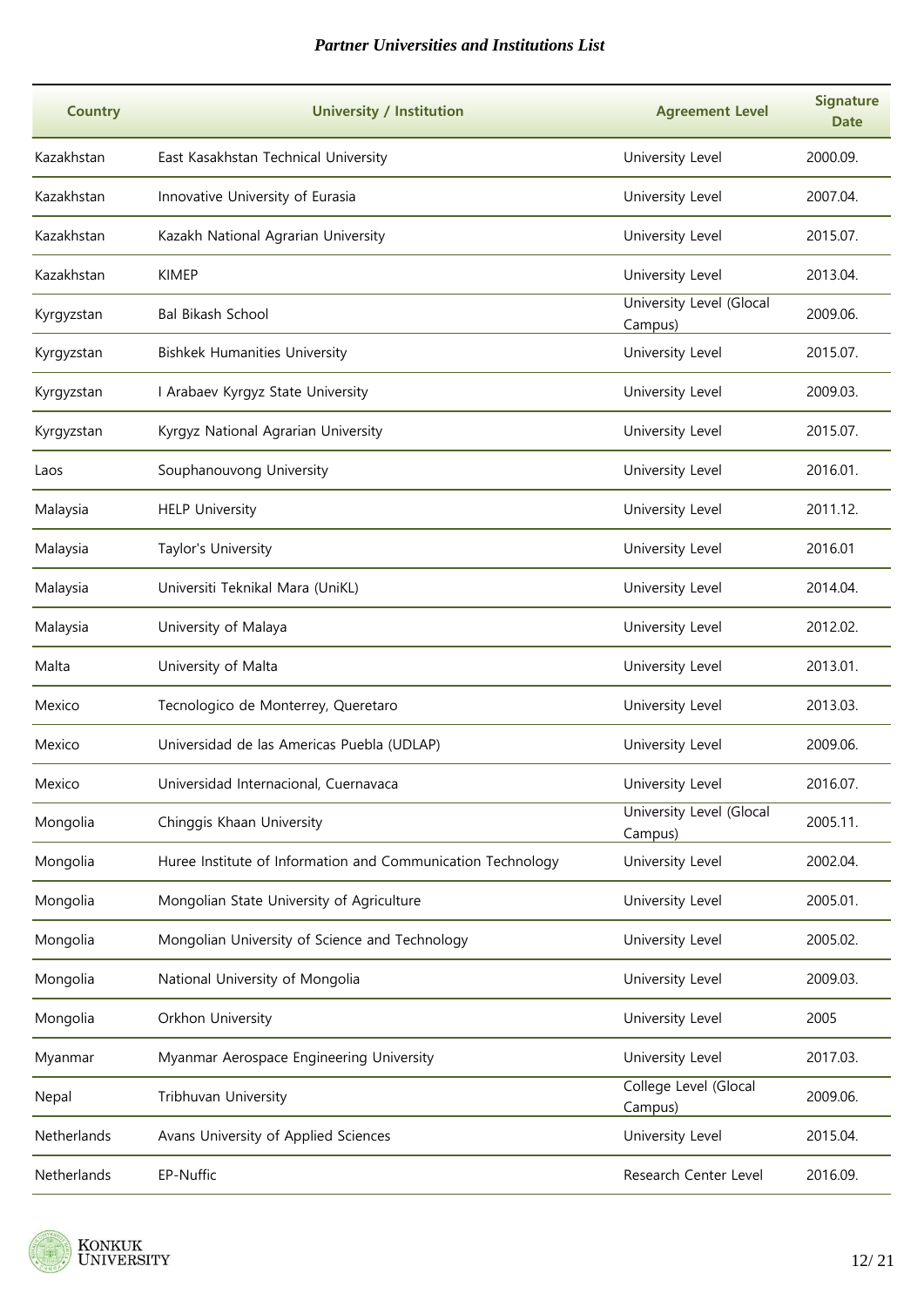| Country | University / Institution | Agreement Level | Signature Date |
|---|---|---|---|
| Kazakhstan | East Kasakhstan Technical University | University Level | 2000.09. |
| Kazakhstan | Innovative University of Eurasia | University Level | 2007.04. |
| Kazakhstan | Kazakh National Agrarian University | University Level | 2015.07. |
| Kazakhstan | KIMEP | University Level | 2013.04. |
| Kyrgyzstan | Bal Bikash School | University Level (Glocal Campus) | 2009.06. |
| Kyrgyzstan | Bishkek Humanities University | University Level | 2015.07. |
| Kyrgyzstan | I Arabaev Kyrgyz State University | University Level | 2009.03. |
| Kyrgyzstan | Kyrgyz National Agrarian University | University Level | 2015.07. |
| Laos | Souphanouvong University | University Level | 2016.01. |
| Malaysia | HELP University | University Level | 2011.12. |
| Malaysia | Taylor's University | University Level | 2016.01 |
| Malaysia | Universiti Teknikal Mara (UniKL) | University Level | 2014.04. |
| Malaysia | University of Malaya | University Level | 2012.02. |
| Malta | University of Malta | University Level | 2013.01. |
| Mexico | Tecnologico de Monterrey, Queretaro | University Level | 2013.03. |
| Mexico | Universidad de las Americas Puebla (UDLAP) | University Level | 2009.06. |
| Mexico | Universidad Internacional, Cuernavaca | University Level | 2016.07. |
| Mongolia | Chinggis Khaan University | University Level (Glocal Campus) | 2005.11. |
| Mongolia | Huree Institute of Information and Communication Technology | University Level | 2002.04. |
| Mongolia | Mongolian State University of Agriculture | University Level | 2005.01. |
| Mongolia | Mongolian University of Science and Technology | University Level | 2005.02. |
| Mongolia | National University of Mongolia | University Level | 2009.03. |
| Mongolia | Orkhon University | University Level | 2005 |
| Myanmar | Myanmar Aerospace Engineering University | University Level | 2017.03. |
| Nepal | Tribhuvan University | College Level (Glocal Campus) | 2009.06. |
| Netherlands | Avans University of Applied Sciences | University Level | 2015.04. |
| Netherlands | EP-Nuffic | Research Center Level | 2016.09. |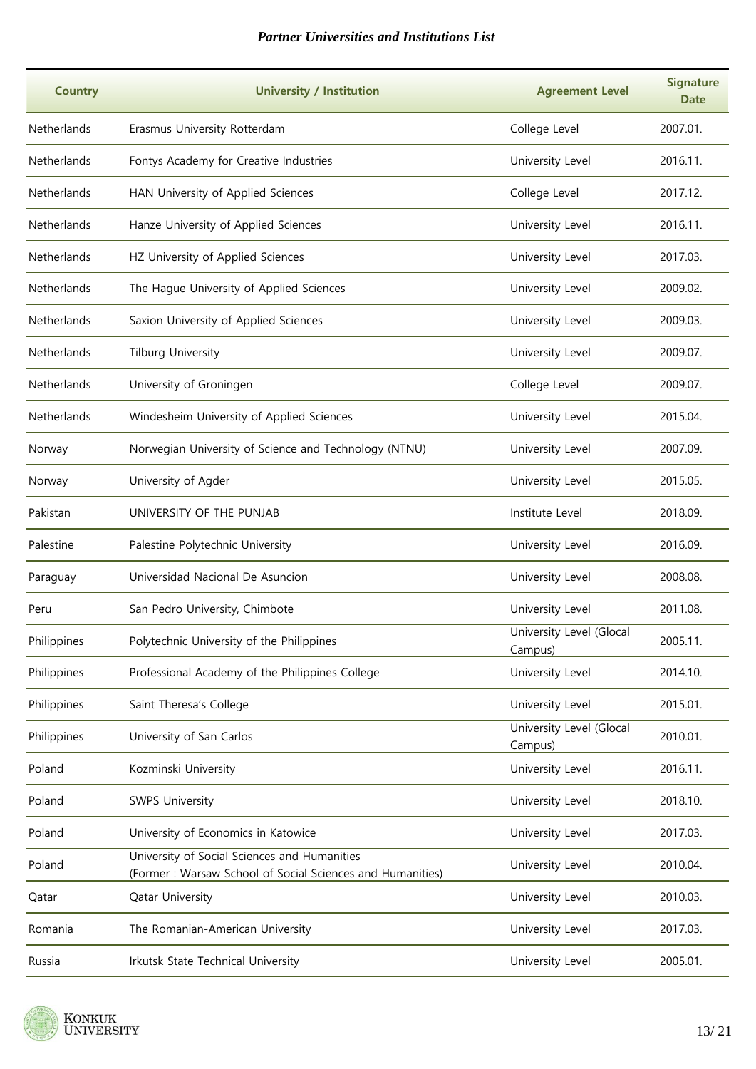*Partner Universities and Institutions List*

| Country | University / Institution | Agreement Level | Signature Date |
|---|---|---|---|
| Netherlands | Erasmus University Rotterdam | College Level | 2007.01. |
| Netherlands | Fontys Academy for Creative Industries | University Level | 2016.11. |
| Netherlands | HAN University of Applied Sciences | College Level | 2017.12. |
| Netherlands | Hanze University of Applied Sciences | University Level | 2016.11. |
| Netherlands | HZ University of Applied Sciences | University Level | 2017.03. |
| Netherlands | The Hague University of Applied Sciences | University Level | 2009.02. |
| Netherlands | Saxion University of Applied Sciences | University Level | 2009.03. |
| Netherlands | Tilburg University | University Level | 2009.07. |
| Netherlands | University of Groningen | College Level | 2009.07. |
| Netherlands | Windesheim University of Applied Sciences | University Level | 2015.04. |
| Norway | Norwegian University of Science and Technology (NTNU) | University Level | 2007.09. |
| Norway | University of Agder | University Level | 2015.05. |
| Pakistan | UNIVERSITY OF THE PUNJAB | Institute Level | 2018.09. |
| Palestine | Palestine Polytechnic University | University Level | 2016.09. |
| Paraguay | Universidad Nacional De Asuncion | University Level | 2008.08. |
| Peru | San Pedro University, Chimbote | University Level | 2011.08. |
| Philippines | Polytechnic University of the Philippines | University Level (Glocal Campus) | 2005.11. |
| Philippines | Professional Academy of the Philippines College | University Level | 2014.10. |
| Philippines | Saint Theresa's College | University Level | 2015.01. |
| Philippines | University of San Carlos | University Level (Glocal Campus) | 2010.01. |
| Poland | Kozminski University | University Level | 2016.11. |
| Poland | SWPS University | University Level | 2018.10. |
| Poland | University of Economics in Katowice | University Level | 2017.03. |
| Poland | University of Social Sciences and Humanities (Former : Warsaw School of Social Sciences and Humanities) | University Level | 2010.04. |
| Qatar | Qatar University | University Level | 2010.03. |
| Romania | The Romanian-American University | University Level | 2017.03. |
| Russia | Irkutsk State Technical University | University Level | 2005.01. |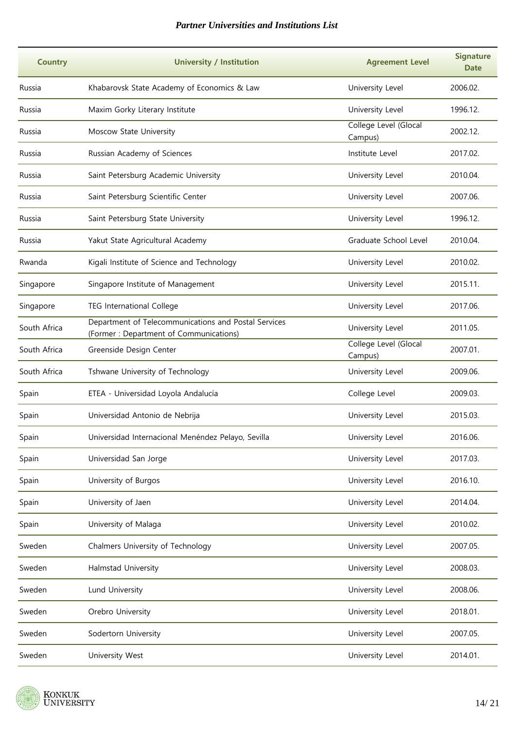| Country | University / Institution | Agreement Level | Signature Date |
|---|---|---|---|
| Russia | Khabarovsk State Academy of Economics & Law | University Level | 2006.02. |
| Russia | Maxim Gorky Literary Institute | University Level | 1996.12. |
| Russia | Moscow State University | College Level (Glocal Campus) | 2002.12. |
| Russia | Russian Academy of Sciences | Institute Level | 2017.02. |
| Russia | Saint Petersburg Academic University | University Level | 2010.04. |
| Russia | Saint Petersburg Scientific Center | University Level | 2007.06. |
| Russia | Saint Petersburg State University | University Level | 1996.12. |
| Russia | Yakut State Agricultural Academy | Graduate School Level | 2010.04. |
| Rwanda | Kigali Institute of Science and Technology | University Level | 2010.02. |
| Singapore | Singapore Institute of Management | University Level | 2015.11. |
| Singapore | TEG International College | University Level | 2017.06. |
| South Africa | Department of Telecommunications and Postal Services (Former : Department of Communications) | University Level | 2011.05. |
| South Africa | Greenside Design Center | College Level (Glocal Campus) | 2007.01. |
| South Africa | Tshwane University of Technology | University Level | 2009.06. |
| Spain | ETEA - Universidad Loyola Andalucía | College Level | 2009.03. |
| Spain | Universidad Antonio de Nebrija | University Level | 2015.03. |
| Spain | Universidad Internacional Menéndez Pelayo, Sevilla | University Level | 2016.06. |
| Spain | Universidad San Jorge | University Level | 2017.03. |
| Spain | University of Burgos | University Level | 2016.10. |
| Spain | University of Jaen | University Level | 2014.04. |
| Spain | University of Malaga | University Level | 2010.02. |
| Sweden | Chalmers University of Technology | University Level | 2007.05. |
| Sweden | Halmstad University | University Level | 2008.03. |
| Sweden | Lund University | University Level | 2008.06. |
| Sweden | Orebro University | University Level | 2018.01. |
| Sweden | Sodertorn University | University Level | 2007.05. |
| Sweden | University West | University Level | 2014.01. |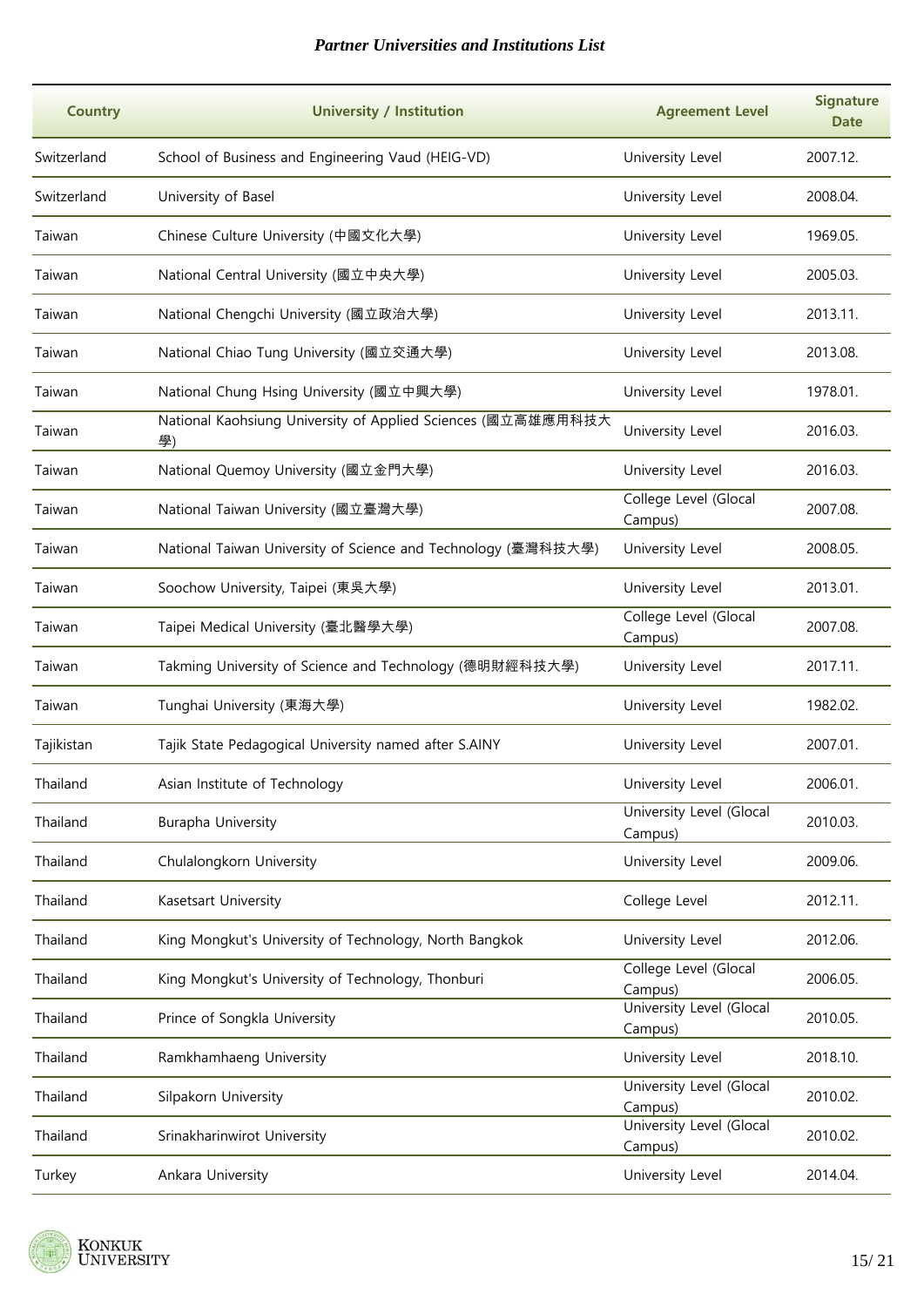| Country | University / Institution | Agreement Level | Signature Date |
| --- | --- | --- | --- |
| Switzerland | School of Business and Engineering Vaud (HEIG-VD) | University Level | 2007.12. |
| Switzerland | University of Basel | University Level | 2008.04. |
| Taiwan | Chinese Culture University (中國文化大學) | University Level | 1969.05. |
| Taiwan | National Central University (國立中央大學) | University Level | 2005.03. |
| Taiwan | National Chengchi University (國立政治大學) | University Level | 2013.11. |
| Taiwan | National Chiao Tung University (國立交通大學) | University Level | 2013.08. |
| Taiwan | National Chung Hsing University (國立中興大學) | University Level | 1978.01. |
| Taiwan | National Kaohsiung University of Applied Sciences (國立高雄應用科技大學) | University Level | 2016.03. |
| Taiwan | National Quemoy University (國立金門大學) | University Level | 2016.03. |
| Taiwan | National Taiwan University (國立臺灣大學) | College Level (Glocal Campus) | 2007.08. |
| Taiwan | National Taiwan University of Science and Technology (臺灣科技大學) | University Level | 2008.05. |
| Taiwan | Soochow University, Taipei (東吳大學) | University Level | 2013.01. |
| Taiwan | Taipei Medical University (臺北醫學大學) | College Level (Glocal Campus) | 2007.08. |
| Taiwan | Takming University of Science and Technology (德明財經科技大學) | University Level | 2017.11. |
| Taiwan | Tunghai University (東海大學) | University Level | 1982.02. |
| Tajikistan | Tajik State Pedagogical University named after S.AINY | University Level | 2007.01. |
| Thailand | Asian Institute of Technology | University Level | 2006.01. |
| Thailand | Burapha University | University Level (Glocal Campus) | 2010.03. |
| Thailand | Chulalongkorn University | University Level | 2009.06. |
| Thailand | Kasetsart University | College Level | 2012.11. |
| Thailand | King Mongkut's University of Technology, North Bangkok | University Level | 2012.06. |
| Thailand | King Mongkut's University of Technology, Thonburi | College Level (Glocal Campus) | 2006.05. |
| Thailand | Prince of Songkla University | University Level (Glocal Campus) | 2010.05. |
| Thailand | Ramkhamhaeng University | University Level | 2018.10. |
| Thailand | Silpakorn University | University Level (Glocal Campus) | 2010.02. |
| Thailand | Srinakharinwirot University | University Level (Glocal Campus) | 2010.02. |
| Turkey | Ankara University | University Level | 2014.04. |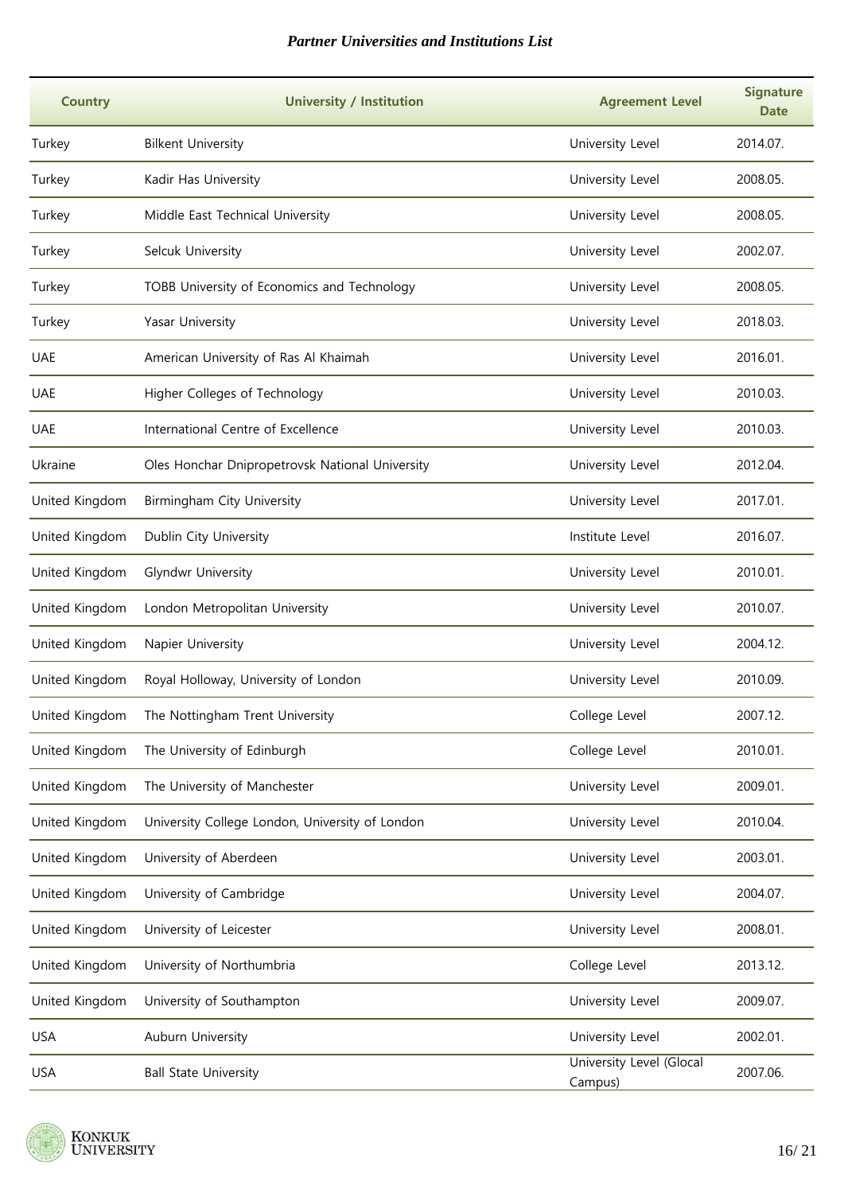| Country | University / Institution | Agreement Level | Signature Date |
|---|---|---|---|
| Turkey | Bilkent University | University Level | 2014.07. |
| Turkey | Kadir Has University | University Level | 2008.05. |
| Turkey | Middle East Technical University | University Level | 2008.05. |
| Turkey | Selcuk University | University Level | 2002.07. |
| Turkey | TOBB University of Economics and Technology | University Level | 2008.05. |
| Turkey | Yasar University | University Level | 2018.03. |
| UAE | American University of Ras Al Khaimah | University Level | 2016.01. |
| UAE | Higher Colleges of Technology | University Level | 2010.03. |
| UAE | International Centre of Excellence | University Level | 2010.03. |
| Ukraine | Oles Honchar Dnipropetrovsk National University | University Level | 2012.04. |
| United Kingdom | Birmingham City University | University Level | 2017.01. |
| United Kingdom | Dublin City University | Institute Level | 2016.07. |
| United Kingdom | Glyndwr University | University Level | 2010.01. |
| United Kingdom | London Metropolitan University | University Level | 2010.07. |
| United Kingdom | Napier University | University Level | 2004.12. |
| United Kingdom | Royal Holloway, University of London | University Level | 2010.09. |
| United Kingdom | The Nottingham Trent University | College Level | 2007.12. |
| United Kingdom | The University of Edinburgh | College Level | 2010.01. |
| United Kingdom | The University of Manchester | University Level | 2009.01. |
| United Kingdom | University College London, University of London | University Level | 2010.04. |
| United Kingdom | University of Aberdeen | University Level | 2003.01. |
| United Kingdom | University of Cambridge | University Level | 2004.07. |
| United Kingdom | University of Leicester | University Level | 2008.01. |
| United Kingdom | University of Northumbria | College Level | 2013.12. |
| United Kingdom | University of Southampton | University Level | 2009.07. |
| USA | Auburn University | University Level | 2002.01. |
| USA | Ball State University | University Level (Glocal Campus) | 2007.06. |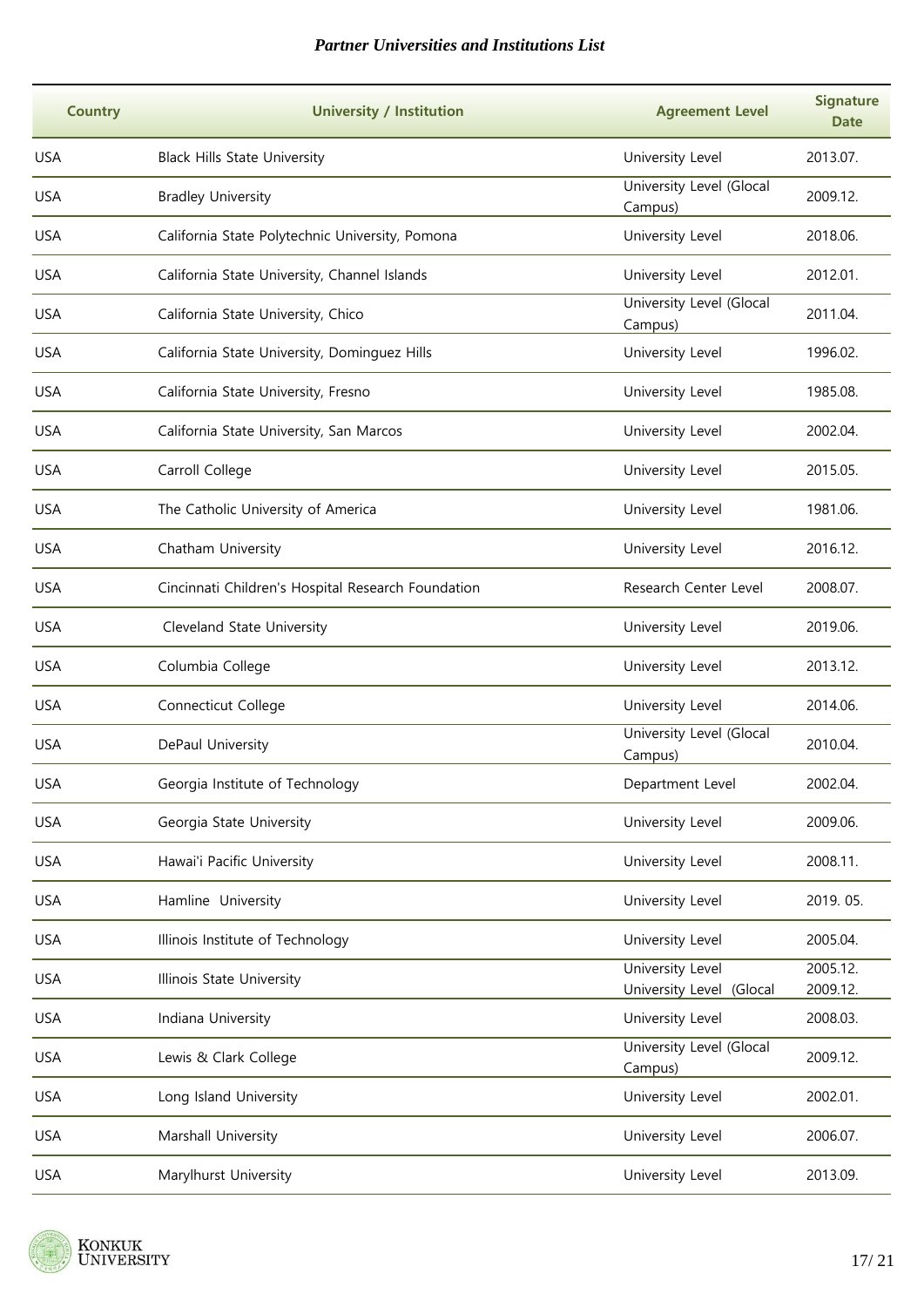| Country | University / Institution | Agreement Level | Signature Date |
|---|---|---|---|
| USA | Black Hills State University | University Level | 2013.07. |
| USA | Bradley University | University Level (Glocal Campus) | 2009.12. |
| USA | California State Polytechnic University, Pomona | University Level | 2018.06. |
| USA | California State University, Channel Islands | University Level | 2012.01. |
| USA | California State University, Chico | University Level (Glocal Campus) | 2011.04. |
| USA | California State University, Dominguez Hills | University Level | 1996.02. |
| USA | California State University, Fresno | University Level | 1985.08. |
| USA | California State University, San Marcos | University Level | 2002.04. |
| USA | Carroll College | University Level | 2015.05. |
| USA | The Catholic University of America | University Level | 1981.06. |
| USA | Chatham University | University Level | 2016.12. |
| USA | Cincinnati Children's Hospital Research Foundation | Research Center Level | 2008.07. |
| USA | Cleveland State University | University Level | 2019.06. |
| USA | Columbia College | University Level | 2013.12. |
| USA | Connecticut College | University Level | 2014.06. |
| USA | DePaul University | University Level (Glocal Campus) | 2010.04. |
| USA | Georgia Institute of Technology | Department Level | 2002.04. |
| USA | Georgia State University | University Level | 2009.06. |
| USA | Hawai'i Pacific University | University Level | 2008.11. |
| USA | Hamline University | University Level | 2019. 05. |
| USA | Illinois Institute of Technology | University Level | 2005.04. |
| USA | Illinois State University | University Level<br>University Level (Glocal | 2005.12.<br>2009.12. |
| USA | Indiana University | University Level | 2008.03. |
| USA | Lewis & Clark College | University Level (Glocal Campus) | 2009.12. |
| USA | Long Island University | University Level | 2002.01. |
| USA | Marshall University | University Level | 2006.07. |
| USA | Marylhurst University | University Level | 2013.09. |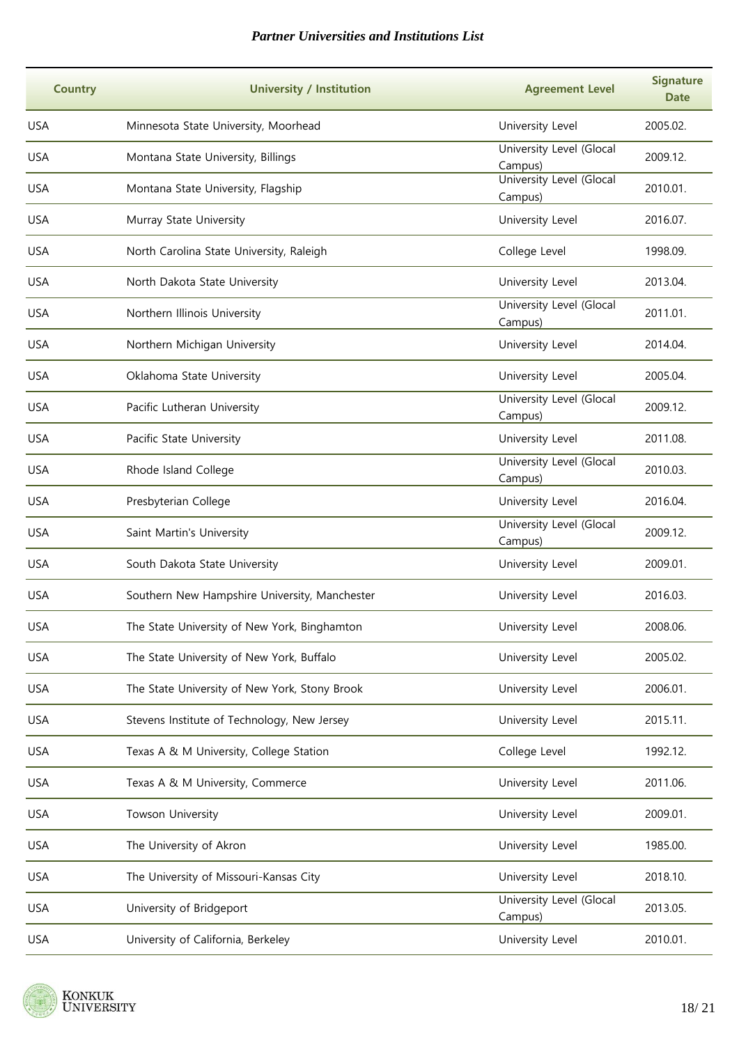| Country | University / Institution | Agreement Level | Signature Date |
| --- | --- | --- | --- |
| USA | Minnesota State University, Moorhead | University Level | 2005.02. |
| USA | Montana State University, Billings | University Level (Glocal Campus) | 2009.12. |
| USA | Montana State University, Flagship | University Level (Glocal Campus) | 2010.01. |
| USA | Murray State University | University Level | 2016.07. |
| USA | North Carolina State University, Raleigh | College Level | 1998.09. |
| USA | North Dakota State University | University Level | 2013.04. |
| USA | Northern Illinois University | University Level (Glocal Campus) | 2011.01. |
| USA | Northern Michigan University | University Level | 2014.04. |
| USA | Oklahoma State University | University Level | 2005.04. |
| USA | Pacific Lutheran University | University Level (Glocal Campus) | 2009.12. |
| USA | Pacific State University | University Level | 2011.08. |
| USA | Rhode Island College | University Level (Glocal Campus) | 2010.03. |
| USA | Presbyterian College | University Level | 2016.04. |
| USA | Saint Martin's University | University Level (Glocal Campus) | 2009.12. |
| USA | South Dakota State University | University Level | 2009.01. |
| USA | Southern New Hampshire University, Manchester | University Level | 2016.03. |
| USA | The State University of New York, Binghamton | University Level | 2008.06. |
| USA | The State University of New York, Buffalo | University Level | 2005.02. |
| USA | The State University of New York, Stony Brook | University Level | 2006.01. |
| USA | Stevens Institute of Technology, New Jersey | University Level | 2015.11. |
| USA | Texas A & M University, College Station | College Level | 1992.12. |
| USA | Texas A & M University, Commerce | University Level | 2011.06. |
| USA | Towson University | University Level | 2009.01. |
| USA | The University of Akron | University Level | 1985.00. |
| USA | The University of Missouri-Kansas City | University Level | 2018.10. |
| USA | University of Bridgeport | University Level (Glocal Campus) | 2013.05. |
| USA | University of California, Berkeley | University Level | 2010.01. |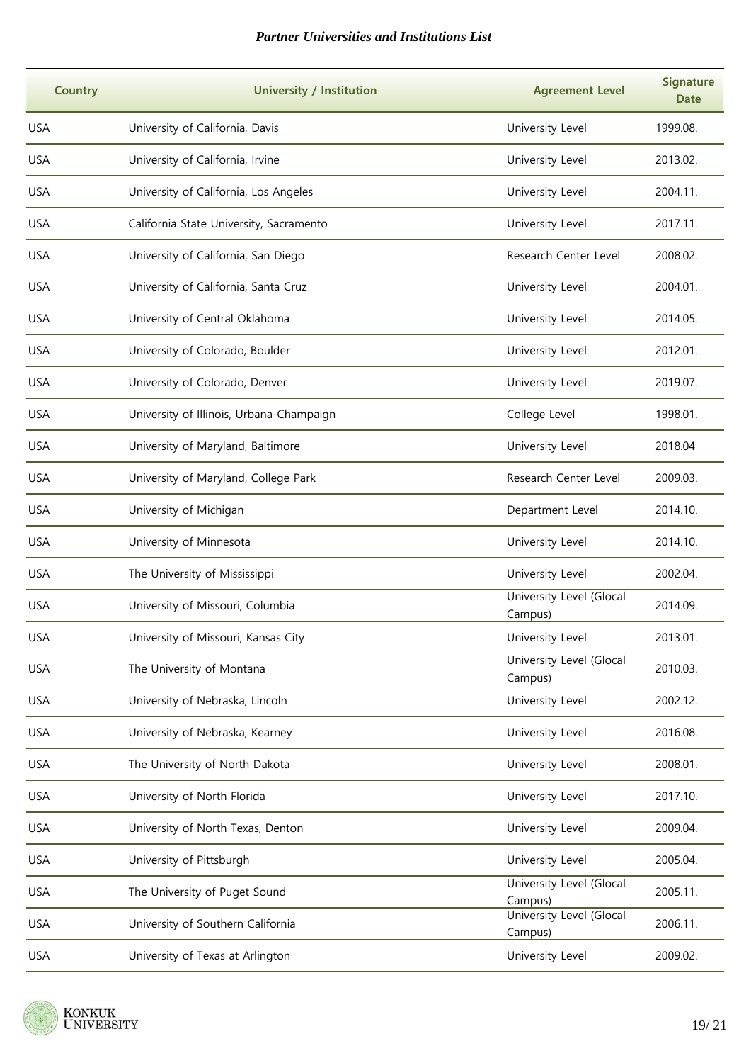| Country | University / Institution | Agreement Level | Signature Date |
| --- | --- | --- | --- |
| USA | University of California, Davis | University Level | 1999.08. |
| USA | University of California, Irvine | University Level | 2013.02. |
| USA | University of California, Los Angeles | University Level | 2004.11. |
| USA | California State University, Sacramento | University Level | 2017.11. |
| USA | University of California, San Diego | Research Center Level | 2008.02. |
| USA | University of California, Santa Cruz | University Level | 2004.01. |
| USA | University of Central Oklahoma | University Level | 2014.05. |
| USA | University of Colorado, Boulder | University Level | 2012.01. |
| USA | University of Colorado, Denver | University Level | 2019.07. |
| USA | University of Illinois, Urbana-Champaign | College Level | 1998.01. |
| USA | University of Maryland, Baltimore | University Level | 2018.04 |
| USA | University of Maryland, College Park | Research Center Level | 2009.03. |
| USA | University of Michigan | Department Level | 2014.10. |
| USA | University of Minnesota | University Level | 2014.10. |
| USA | The University of Mississippi | University Level | 2002.04. |
| USA | University of Missouri, Columbia | University Level (Glocal Campus) | 2014.09. |
| USA | University of Missouri, Kansas City | University Level | 2013.01. |
| USA | The University of Montana | University Level (Glocal Campus) | 2010.03. |
| USA | University of Nebraska, Lincoln | University Level | 2002.12. |
| USA | University of Nebraska, Kearney | University Level | 2016.08. |
| USA | The University of North Dakota | University Level | 2008.01. |
| USA | University of North Florida | University Level | 2017.10. |
| USA | University of North Texas, Denton | University Level | 2009.04. |
| USA | University of Pittsburgh | University Level | 2005.04. |
| USA | The University of Puget Sound | University Level (Glocal Campus) | 2005.11. |
| USA | University of Southern California | University Level (Glocal Campus) | 2006.11. |
| USA | University of Texas at Arlington | University Level | 2009.02. |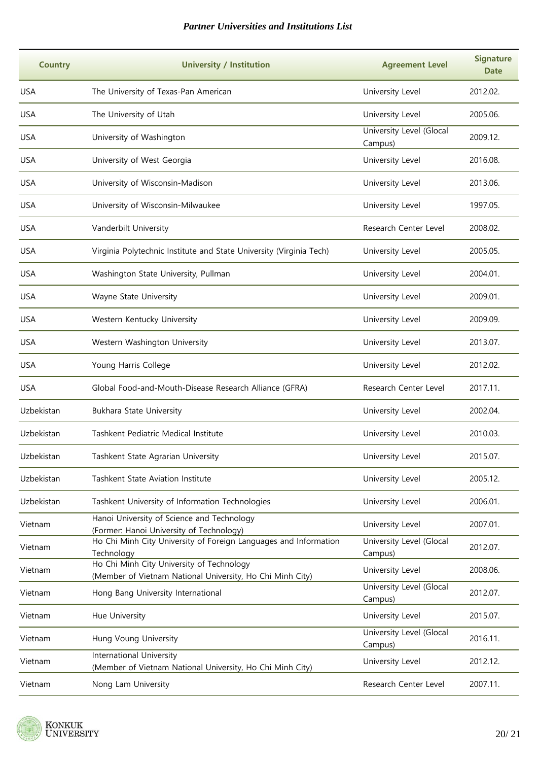| Country | University / Institution | Agreement Level | Signature Date |
| --- | --- | --- | --- |
| USA | The University of Texas-Pan American | University Level | 2012.02. |
| USA | The University of Utah | University Level | 2005.06. |
| USA | University of Washington | University Level (Glocal Campus) | 2009.12. |
| USA | University of West Georgia | University Level | 2016.08. |
| USA | University of Wisconsin-Madison | University Level | 2013.06. |
| USA | University of Wisconsin-Milwaukee | University Level | 1997.05. |
| USA | Vanderbilt University | Research Center Level | 2008.02. |
| USA | Virginia Polytechnic Institute and State University (Virginia Tech) | University Level | 2005.05. |
| USA | Washington State University, Pullman | University Level | 2004.01. |
| USA | Wayne State University | University Level | 2009.01. |
| USA | Western Kentucky University | University Level | 2009.09. |
| USA | Western Washington University | University Level | 2013.07. |
| USA | Young Harris College | University Level | 2012.02. |
| USA | Global Food-and-Mouth-Disease Research Alliance (GFRA) | Research Center Level | 2017.11. |
| Uzbekistan | Bukhara State University | University Level | 2002.04. |
| Uzbekistan | Tashkent Pediatric Medical Institute | University Level | 2010.03. |
| Uzbekistan | Tashkent State Agrarian University | University Level | 2015.07. |
| Uzbekistan | Tashkent State Aviation Institute | University Level | 2005.12. |
| Uzbekistan | Tashkent University of Information Technologies | University Level | 2006.01. |
| Vietnam | Hanoi University of Science and Technology (Former: Hanoi University of Technology) | University Level | 2007.01. |
| Vietnam | Ho Chi Minh City University of Foreign Languages and Information Technology | University Level (Glocal Campus) | 2012.07. |
| Vietnam | Ho Chi Minh City University of Technology (Member of Vietnam National University, Ho Chi Minh City) | University Level | 2008.06. |
| Vietnam | Hong Bang University International | University Level (Glocal Campus) | 2012.07. |
| Vietnam | Hue University | University Level | 2015.07. |
| Vietnam | Hung Voung University | University Level (Glocal Campus) | 2016.11. |
| Vietnam | International University (Member of Vietnam National University, Ho Chi Minh City) | University Level | 2012.12. |
| Vietnam | Nong Lam University | Research Center Level | 2007.11. |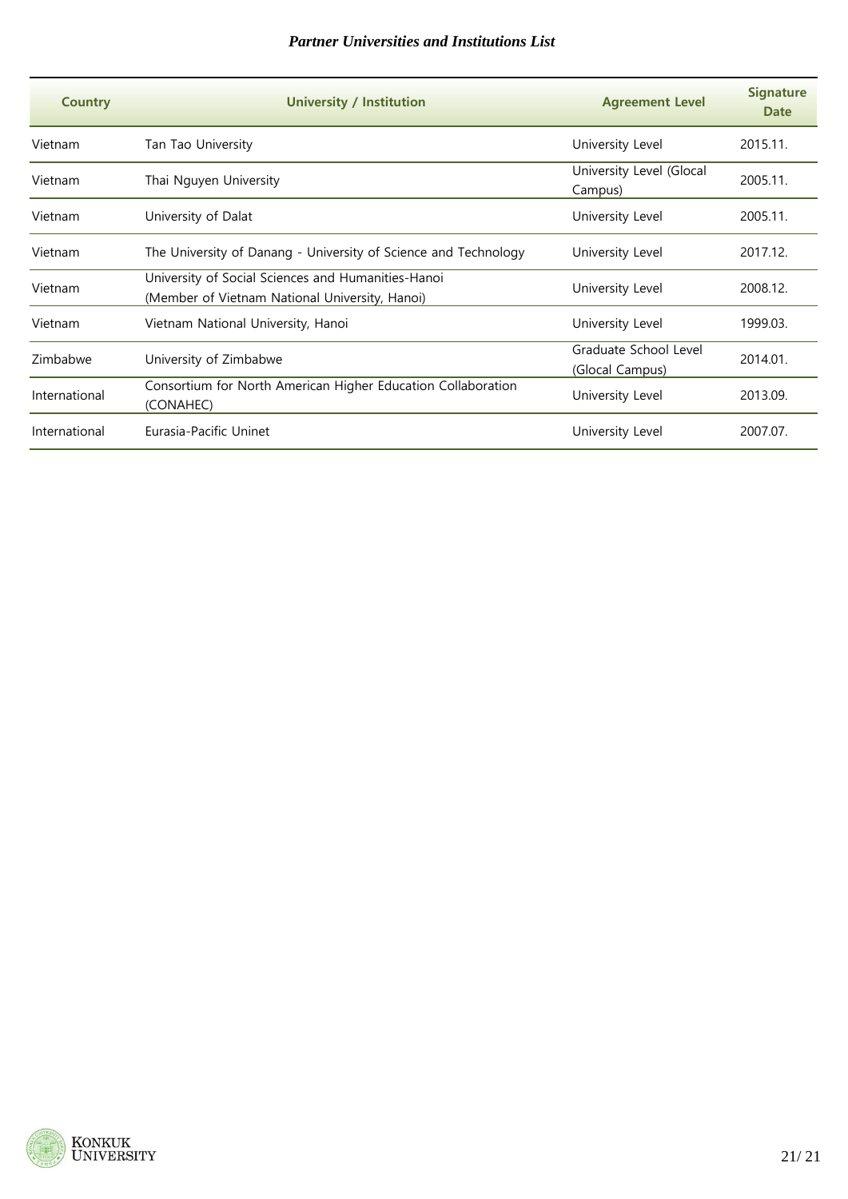| Country | University / Institution | Agreement Level | Signature Date |
|---|---|---|---|
| Vietnam | Tan Tao University | University Level | 2015.11. |
| Vietnam | Thai Nguyen University | University Level (Glocal Campus) | 2005.11. |
| Vietnam | University of Dalat | University Level | 2005.11. |
| Vietnam | The University of Danang - University of Science and Technology | University Level | 2017.12. |
| Vietnam | University of Social Sciences and Humanities-Hanoi (Member of Vietnam National University, Hanoi) | University Level | 2008.12. |
| Vietnam | Vietnam National University, Hanoi | University Level | 1999.03. |
| Zimbabwe | University of Zimbabwe | Graduate School Level (Glocal Campus) | 2014.01. |
| International | Consortium for North American Higher Education Collaboration (CONAHEC) | University Level | 2013.09. |
| International | Eurasia-Pacific Uninet | University Level | 2007.07. |